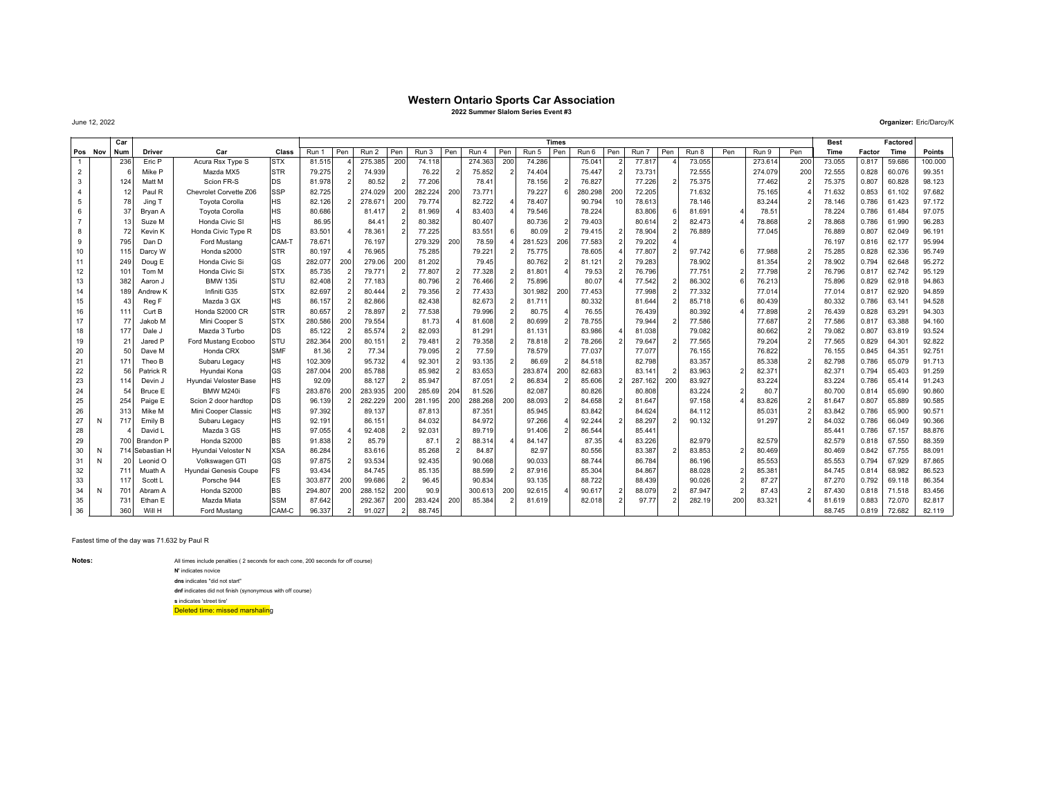# Western Ontario Sports Car Association

**2022 Summer Slalom Series Event #3**

June 12, 2022

**Organizer:** Eric/Darcy/K

| | | Car | | | | Times | | | | | | | | | | | | | | | | | | Best | | Factored | |
|---|---|---|---|---|---|---|---|---|---|---|---|---|---|---|---|---|---|---|---|---|---|---|---|---|---|---|---|
| **Pos** | **Nov** | **Num** | **Driver** | **Car** | **Class** | **Run 1** | **Pen** | **Run 2** | **Pen** | **Run 3** | **Pen** | **Run 4** | **Pen** | **Run 5** | **Pen** | **Run 6** | **Pen** | **Run 7** | **Pen** | **Run 8** | **Pen** | **Run 9** | **Pen** | **Time** | **Factor** | **Time** | **Points** |
| 1 | | 236 | Eric P | Acura Rsx Type S | STX | 81.515 | 4 | 275.385 | 200 | 74.118 | | 274.363 | 200 | 74.286 | | 75.041 | 2 | 77.817 | 4 | 73.055 | | 273.614 | 200 | 73.055 | 0.817 | 59.686 | 100.000 |
| 2 | | 6 | Mike P | Mazda MX5 | STR | 79.275 | 2 | 74.939 | | 76.22 | 2 | 75.852 | 2 | 74.404 | | 75.447 | 2 | 73.731 | | 72.555 | | 274.079 | 200 | 72.555 | 0.828 | 60.076 | 99.351 |
| 3 | | 124 | Matt M | Scion FR-S | DS | 81.978 | 2 | 80.52 | 2 | 77.206 | | 78.41 | | 78.156 | 2 | 76.827 | | 77.226 | 2 | 75.375 | | 77.462 | 2 | 75.375 | 0.807 | 60.828 | 98.123 |
| 4 | | 12 | Paul R | Chevrolet Corvette Z06 | SSP | 82.725 | | 274.029 | 200 | 282.224 | 200 | 73.771 | | 79.227 | 6 | 280.298 | 200 | 72.205 | | 71.632 | | 75.165 | 4 | 71.632 | 0.853 | 61.102 | 97.682 |
| 5 | | 78 | Jing T | Toyota Corolla | HS | 82.126 | 2 | 278.671 | 200 | 79.774 | | 82.722 | 4 | 78.407 | | 90.794 | 10 | 78.613 | | 78.146 | | 83.244 | 2 | 78.146 | 0.786 | 61.423 | 97.172 |
| 6 | | 37 | Bryan A | Toyota Corolla | HS | 80.686 | | 81.417 | 2 | 81.969 | 4 | 83.403 | 4 | 79.546 | | 78.224 | | 83.806 | 6 | 81.691 | 4 | 78.51 | | 78.224 | 0.786 | 61.484 | 97.075 |
| 7 | | 13 | Suze M | Honda Civic SI | HS | 86.95 | | 84.41 | 2 | 80.382 | | 80.407 | | 80.736 | 2 | 79.403 | | 80.614 | 2 | 82.473 | 4 | 78.868 | 2 | 78.868 | 0.786 | 61.990 | 96.283 |
| 8 | | 72 | Kevin K | Honda Civic Type R | DS | 83.501 | 4 | 78.361 | 2 | 77.225 | | 83.551 | 6 | 80.09 | 2 | 79.415 | 2 | 78.904 | 2 | 76.889 | | 77.045 | | 76.889 | 0.807 | 62.049 | 96.191 |
| 9 | | 795 | Dan D | Ford Mustang | CAM-T | 78.671 | | 76.197 | | 279.329 | 200 | 78.59 | 4 | 281.523 | 206 | 77.583 | 2 | 79.202 | 4 | | | | | 76.197 | 0.816 | 62.177 | 95.994 |
| 10 | | 115 | Darcy W | Honda s2000 | STR | 80.197 | 4 | 76.965 | | 75.285 | | 79.221 | 2 | 75.775 | | 78.605 | 4 | 77.807 | 2 | 97.742 | 6 | 77.988 | 2 | 75.285 | 0.828 | 62.336 | 95.749 |
| 11 | | 249 | Doug E | Honda Civic Si | GS | 282.077 | 200 | 279.06 | 200 | 81.202 | | 79.45 | | 80.762 | 2 | 81.121 | 2 | 79.283 | | 78.902 | | 81.354 | 2 | 78.902 | 0.794 | 62.648 | 95.272 |
| 12 | | 101 | Tom M | Honda Civic Si | STX | 85.735 | 2 | 79.771 | 2 | 77.807 | 2 | 77.328 | 2 | 81.801 | 4 | 79.53 | 2 | 76.796 | | 77.751 | 2 | 77.798 | 2 | 76.796 | 0.817 | 62.742 | 95.129 |
| 13 | | 382 | Aaron J | BMW 135i | STU | 82.408 | 2 | 77.183 | | 80.796 | 2 | 76.466 | 2 | 75.896 | | 80.07 | 4 | 77.542 | 2 | 86.302 | 6 | 76.213 | | 75.896 | 0.829 | 62.918 | 94.863 |
| 14 | | 189 | Andrew K | Infiniti G35 | STX | 82.697 | 2 | 80.444 | 2 | 79.356 | 2 | 77.433 | | 301.982 | 200 | 77.453 | | 77.998 | 2 | 77.332 | | 77.014 | | 77.014 | 0.817 | 62.920 | 94.859 |
| 15 | | 43 | Reg F | Mazda 3 GX | HS | 86.157 | 2 | 82.866 | | 82.438 | | 82.673 | 2 | 81.711 | | 80.332 | | 81.644 | 2 | 85.718 | 6 | 80.439 | | 80.332 | 0.786 | 63.141 | 94.528 |
| 16 | | 111 | Curt B | Honda S2000 CR | STR | 80.657 | 2 | 78.897 | 2 | 77.538 | | 79.996 | 2 | 80.75 | 4 | 76.55 | | 76.439 | | 80.392 | 4 | 77.898 | 2 | 76.439 | 0.828 | 63.291 | 94.303 |
| 17 | | 77 | Jakob M | Mini Cooper S | STX | 280.586 | 200 | 79.554 | | 81.73 | 4 | 81.608 | 2 | 80.699 | 2 | 78.755 | | 79.944 | 2 | 77.586 | | 77.687 | 2 | 77.586 | 0.817 | 63.388 | 94.160 |
| 18 | | 177 | Dale J | Mazda 3 Turbo | DS | 85.122 | 2 | 85.574 | 2 | 82.093 | | 81.291 | | 81.131 | | 83.986 | 4 | 81.038 | | 79.082 | | 80.662 | 2 | 79.082 | 0.807 | 63.819 | 93.524 |
| 19 | | 21 | Jared P | Ford Mustang Ecoboo | STU | 282.364 | 200 | 80.151 | 2 | 79.481 | 2 | 79.358 | 2 | 78.818 | 2 | 78.266 | 2 | 79.647 | 2 | 77.565 | | 79.204 | 2 | 77.565 | 0.829 | 64.301 | 92.822 |
| 20 | | 50 | Dave M | Honda CRX | SMF | 81.36 | 2 | 77.34 | | 79.095 | 2 | 77.59 | | 78.579 | | 77.037 | | 77.077 | | 76.155 | | 76.822 | | 76.155 | 0.845 | 64.351 | 92.751 |
| 21 | | 171 | Theo B | Subaru Legacy | HS | 102.309 | | 95.732 | 4 | 92.301 | 2 | 93.135 | 2 | 86.69 | 2 | 84.518 | | 82.798 | | 83.357 | | 85.338 | 2 | 82.798 | 0.786 | 65.079 | 91.713 |
| 22 | | 56 | Patrick R | Hyundai Kona | GS | 287.004 | 200 | 85.788 | | 85.982 | 2 | 83.653 | | 283.874 | 200 | 82.683 | | 83.141 | 2 | 83.963 | 2 | 82.371 | | 82.371 | 0.794 | 65.403 | 91.259 |
| 23 | | 114 | Devin J | Hyundai Veloster Base | HS | 92.09 | | 88.127 | 2 | 85.947 | | 87.051 | 2 | 86.834 | 2 | 85.606 | 2 | 287.162 | 200 | 83.927 | | 83.224 | | 83.224 | 0.786 | 65.414 | 91.243 |
| 24 | | 54 | Bruce E | BMW M240i | FS | 283.876 | 200 | 283.935 | 200 | 285.69 | 204 | 81.526 | | 82.087 | | 80.826 | | 80.808 | | 83.224 | 2 | 80.7 | | 80.700 | 0.814 | 65.690 | 90.860 |
| 25 | | 254 | Paige E | Scion 2 door hardtop | DS | 96.139 | 2 | 282.229 | 200 | 281.195 | 200 | 288.268 | 200 | 88.093 | 2 | 84.658 | 2 | 81.647 | | 97.158 | 4 | 83.826 | 2 | 81.647 | 0.807 | 65.889 | 90.585 |
| 26 | | 313 | Mike M | Mini Cooper Classic | HS | 97.392 | | 89.137 | | 87.813 | | 87.351 | | 85.945 | | 83.842 | | 84.624 | | 84.112 | | 85.031 | 2 | 83.842 | 0.786 | 65.900 | 90.571 |
| 27 | N | 717 | Emily B | Subaru Legacy | HS | 92.191 | | 86.151 | | 84.032 | | 84.972 | | 97.266 | 4 | 92.244 | 2 | 88.297 | 2 | 90.132 | | 91.297 | 2 | 84.032 | 0.786 | 66.049 | 90.366 |
| 28 | | 4 | David L | Mazda 3 GS | HS | 97.055 | 4 | 92.408 | 2 | 92.031 | | 89.719 | | 91.406 | 2 | 86.544 | | 85.441 | | | | | | 85.441 | 0.786 | 67.157 | 88.876 |
| 29 | | 700 | Brandon P | Honda S2000 | BS | 91.838 | 2 | 85.79 | | 87.1 | 2 | 88.314 | 4 | 84.147 | | 87.35 | 4 | 83.226 | | 82.979 | | 82.579 | | 82.579 | 0.818 | 67.550 | 88.359 |
| 30 | N | 714 | Sebastian H | Hyundai Veloster N | XSA | 86.284 | | 83.616 | | 85.268 | 2 | 84.87 | | 82.97 | | 80.556 | | 83.387 | 2 | 83.853 | 2 | 80.469 | | 80.469 | 0.842 | 67.755 | 88.091 |
| 31 | N | 20 | Leonid O | Volkswagen GTI | GS | 97.875 | 2 | 93.534 | | 92.435 | | 90.068 | | 90.033 | | 88.744 | | 86.784 | | 86.196 | | 85.553 | | 85.553 | 0.794 | 67.929 | 87.865 |
| 32 | | 711 | Muath A | Hyundai Genesis Coupe | FS | 93.434 | | 84.745 | | 85.135 | | 88.599 | 2 | 87.916 | | 85.304 | | 84.867 | | 88.028 | 2 | 85.381 | | 84.745 | 0.814 | 68.982 | 86.523 |
| 33 | | 117 | Scott L | Porsche 944 | ES | 303.877 | 200 | 99.686 | 2 | 96.45 | | 90.834 | | 93.135 | | 88.722 | | 88.439 | | 90.026 | 2 | 87.27 | | 87.270 | 0.792 | 69.118 | 86.354 |
| 34 | N | 701 | Abram A | Honda S2000 | BS | 294.807 | 200 | 288.152 | 200 | 90.9 | | 300.613 | 200 | 92.615 | 4 | 90.617 | 2 | 88.079 | 2 | 87.947 | 2 | 87.43 | 2 | 87.430 | 0.818 | 71.518 | 83.456 |
| 35 | | 731 | Ethan E | Mazda Miata | SSM | 87.642 | | 292.367 | 200 | 283.424 | 200 | 85.384 | 2 | 81.619 | | 82.018 | 2 | 97.77 | 2 | 282.19 | 200 | 83.321 | 4 | 81.619 | 0.883 | 72.070 | 82.817 |
| 36 | | 360 | Will H | Ford Mustang | CAM-C | 96.337 | 2 | 91.027 | 2 | 88.745 | | | | | | | | | | | | | | 88.745 | 0.819 | 72.682 | 82.119 |

Fastest time of the day was 71.632 by Paul R

**Notes:**

All times include penalties ( 2 seconds for each cone, 200 seconds for off course)

**N'** indicates novice

**dns** indicates "did not start"

**dnf** indicates did not finish (synonymous with off course)

**s** indicates 'street tire'

Deleted time: missed marshaling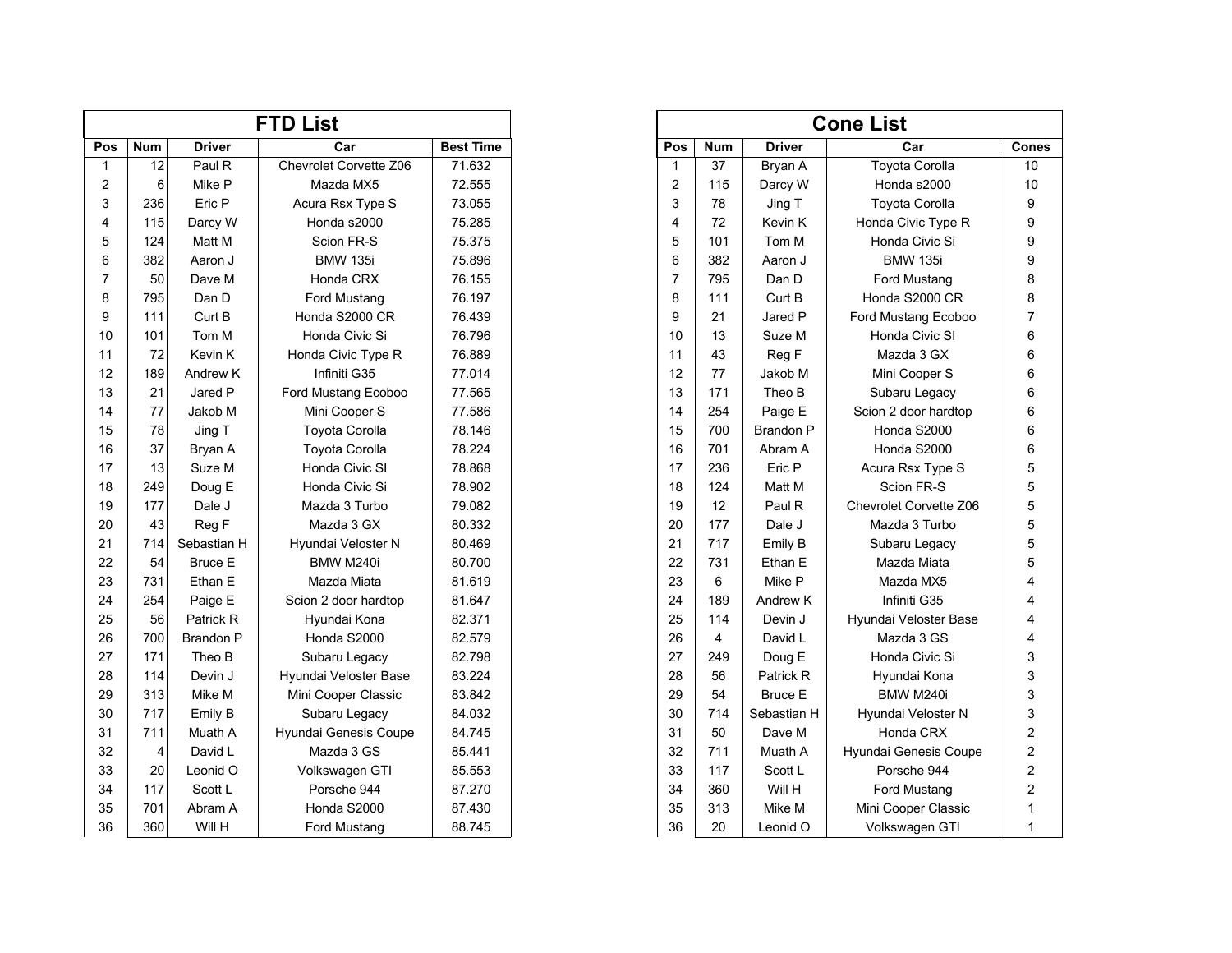## FTD List

| Pos | Num | Driver | Car | Best Time |
|---|---|---|---|---|
| 1 | 12 | Paul R | Chevrolet Corvette Z06 | 71.632 |
| 2 | 6 | Mike P | Mazda MX5 | 72.555 |
| 3 | 236 | Eric P | Acura Rsx Type S | 73.055 |
| 4 | 115 | Darcy W | Honda s2000 | 75.285 |
| 5 | 124 | Matt M | Scion FR-S | 75.375 |
| 6 | 382 | Aaron J | BMW 135i | 75.896 |
| 7 | 50 | Dave M | Honda CRX | 76.155 |
| 8 | 795 | Dan D | Ford Mustang | 76.197 |
| 9 | 111 | Curt B | Honda S2000 CR | 76.439 |
| 10 | 101 | Tom M | Honda Civic Si | 76.796 |
| 11 | 72 | Kevin K | Honda Civic Type R | 76.889 |
| 12 | 189 | Andrew K | Infiniti G35 | 77.014 |
| 13 | 21 | Jared P | Ford Mustang Ecoboo | 77.565 |
| 14 | 77 | Jakob M | Mini Cooper S | 77.586 |
| 15 | 78 | Jing T | Toyota Corolla | 78.146 |
| 16 | 37 | Bryan A | Toyota Corolla | 78.224 |
| 17 | 13 | Suze M | Honda Civic SI | 78.868 |
| 18 | 249 | Doug E | Honda Civic Si | 78.902 |
| 19 | 177 | Dale J | Mazda 3 Turbo | 79.082 |
| 20 | 43 | Reg F | Mazda 3 GX | 80.332 |
| 21 | 714 | Sebastian H | Hyundai Veloster N | 80.469 |
| 22 | 54 | Bruce E | BMW M240i | 80.700 |
| 23 | 731 | Ethan E | Mazda Miata | 81.619 |
| 24 | 254 | Paige E | Scion 2 door hardtop | 81.647 |
| 25 | 56 | Patrick R | Hyundai Kona | 82.371 |
| 26 | 700 | Brandon P | Honda S2000 | 82.579 |
| 27 | 171 | Theo B | Subaru Legacy | 82.798 |
| 28 | 114 | Devin J | Hyundai Veloster Base | 83.224 |
| 29 | 313 | Mike M | Mini Cooper Classic | 83.842 |
| 30 | 717 | Emily B | Subaru Legacy | 84.032 |
| 31 | 711 | Muath A | Hyundai Genesis Coupe | 84.745 |
| 32 | 4 | David L | Mazda 3 GS | 85.441 |
| 33 | 20 | Leonid O | Volkswagen GTI | 85.553 |
| 34 | 117 | Scott L | Porsche 944 | 87.270 |
| 35 | 701 | Abram A | Honda S2000 | 87.430 |
| 36 | 360 | Will H | Ford Mustang | 88.745 |

## Cone List

| Pos | Num | Driver | Car | Cones |
|---|---|---|---|---|
| 1 | 37 | Bryan A | Toyota Corolla | 10 |
| 2 | 115 | Darcy W | Honda s2000 | 10 |
| 3 | 78 | Jing T | Toyota Corolla | 9 |
| 4 | 72 | Kevin K | Honda Civic Type R | 9 |
| 5 | 101 | Tom M | Honda Civic Si | 9 |
| 6 | 382 | Aaron J | BMW 135i | 9 |
| 7 | 795 | Dan D | Ford Mustang | 8 |
| 8 | 111 | Curt B | Honda S2000 CR | 8 |
| 9 | 21 | Jared P | Ford Mustang Ecoboo | 7 |
| 10 | 13 | Suze M | Honda Civic SI | 6 |
| 11 | 43 | Reg F | Mazda 3 GX | 6 |
| 12 | 77 | Jakob M | Mini Cooper S | 6 |
| 13 | 171 | Theo B | Subaru Legacy | 6 |
| 14 | 254 | Paige E | Scion 2 door hardtop | 6 |
| 15 | 700 | Brandon P | Honda S2000 | 6 |
| 16 | 701 | Abram A | Honda S2000 | 6 |
| 17 | 236 | Eric P | Acura Rsx Type S | 5 |
| 18 | 124 | Matt M | Scion FR-S | 5 |
| 19 | 12 | Paul R | Chevrolet Corvette Z06 | 5 |
| 20 | 177 | Dale J | Mazda 3 Turbo | 5 |
| 21 | 717 | Emily B | Subaru Legacy | 5 |
| 22 | 731 | Ethan E | Mazda Miata | 5 |
| 23 | 6 | Mike P | Mazda MX5 | 4 |
| 24 | 189 | Andrew K | Infiniti G35 | 4 |
| 25 | 114 | Devin J | Hyundai Veloster Base | 4 |
| 26 | 4 | David L | Mazda 3 GS | 4 |
| 27 | 249 | Doug E | Honda Civic Si | 3 |
| 28 | 56 | Patrick R | Hyundai Kona | 3 |
| 29 | 54 | Bruce E | BMW M240i | 3 |
| 30 | 714 | Sebastian H | Hyundai Veloster N | 3 |
| 31 | 50 | Dave M | Honda CRX | 2 |
| 32 | 711 | Muath A | Hyundai Genesis Coupe | 2 |
| 33 | 117 | Scott L | Porsche 944 | 2 |
| 34 | 360 | Will H | Ford Mustang | 2 |
| 35 | 313 | Mike M | Mini Cooper Classic | 1 |
| 36 | 20 | Leonid O | Volkswagen GTI | 1 |